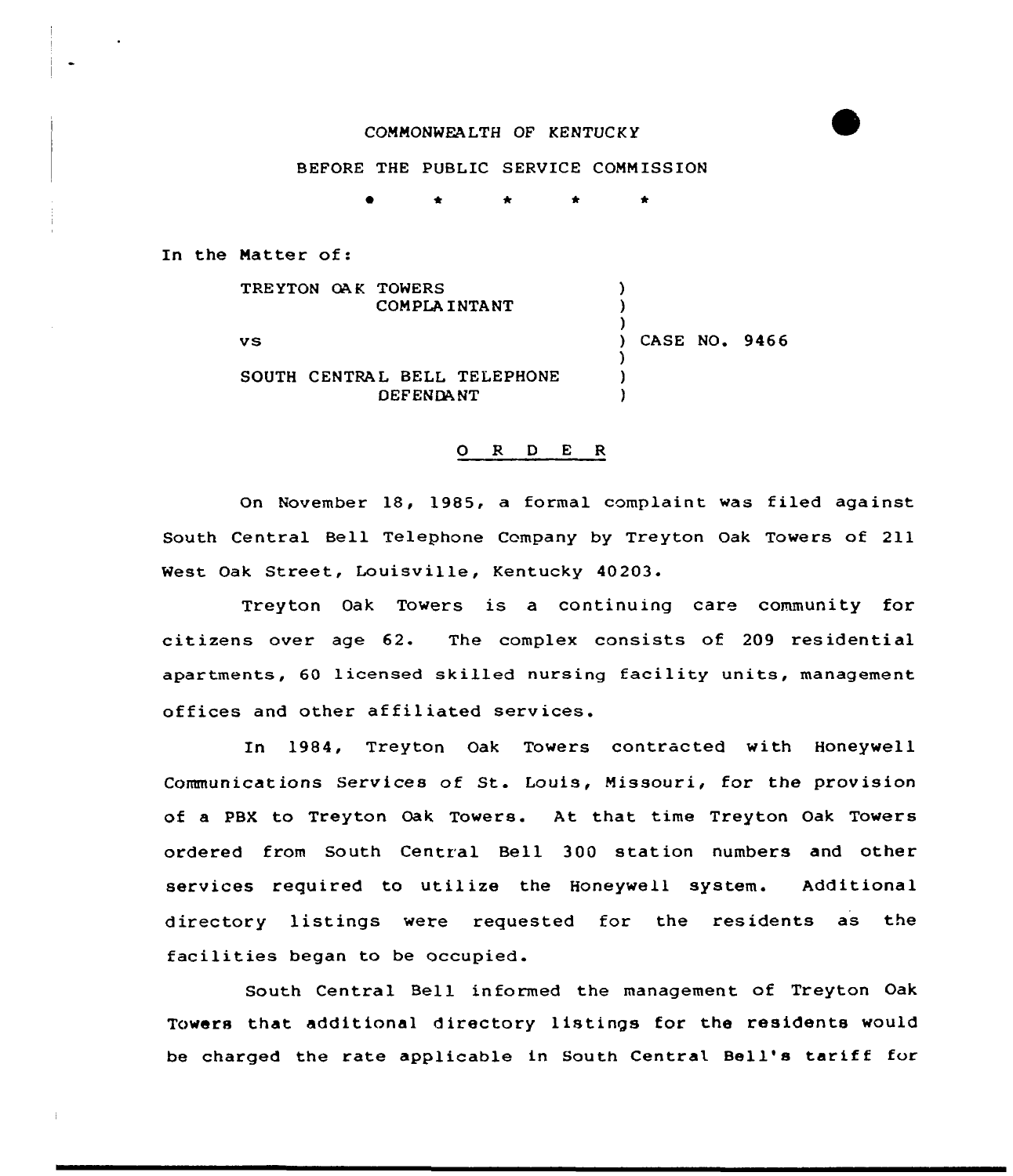COMMONWEALTH OF KENTUCKY

BEFORE THE PUBLIC SERVICE COMMISSION

\* \* \* \* \*

In the Matter of:

| | | |
|---|---|---|
| TREYTON OAK TOWERS COMPLAINTANT | ) | |
| VS | ) | CASE NO. 9466 |
| SOUTH CENTRAL BELL TELEPHONE DEFENDANT | ) | |

## O R D E R

On November 18, 1985, a formal complaint was filed against South Central Bell Telephone Company by Treyton Oak Towers of 211 West Oak Street, Louisville, Kentucky 40203.

Treyton Oak Towers is a continuing care community for citizens over age 62. The complex consists of 209 residential apartments, 60 licensed skilled nursing facility units, management offices and other affiliated services.

In 1984, Treyton Oak Towers contracted with Honeywell Communications Services of St. Louis, Missouri, for the provision of a PBX to Treyton Oak Towers. At that time Treyton Oak Towers ordered from South Central Bell 300 station numbers and other services required to utilize the Honeywell system. Additional directory listings were requested for the residents as the facilities began to be occupied.

South Central Bell informed the management of Treyton Oak Towers that additional directory listings for the residents would be charged the rate applicable in South Central Bell's tariff for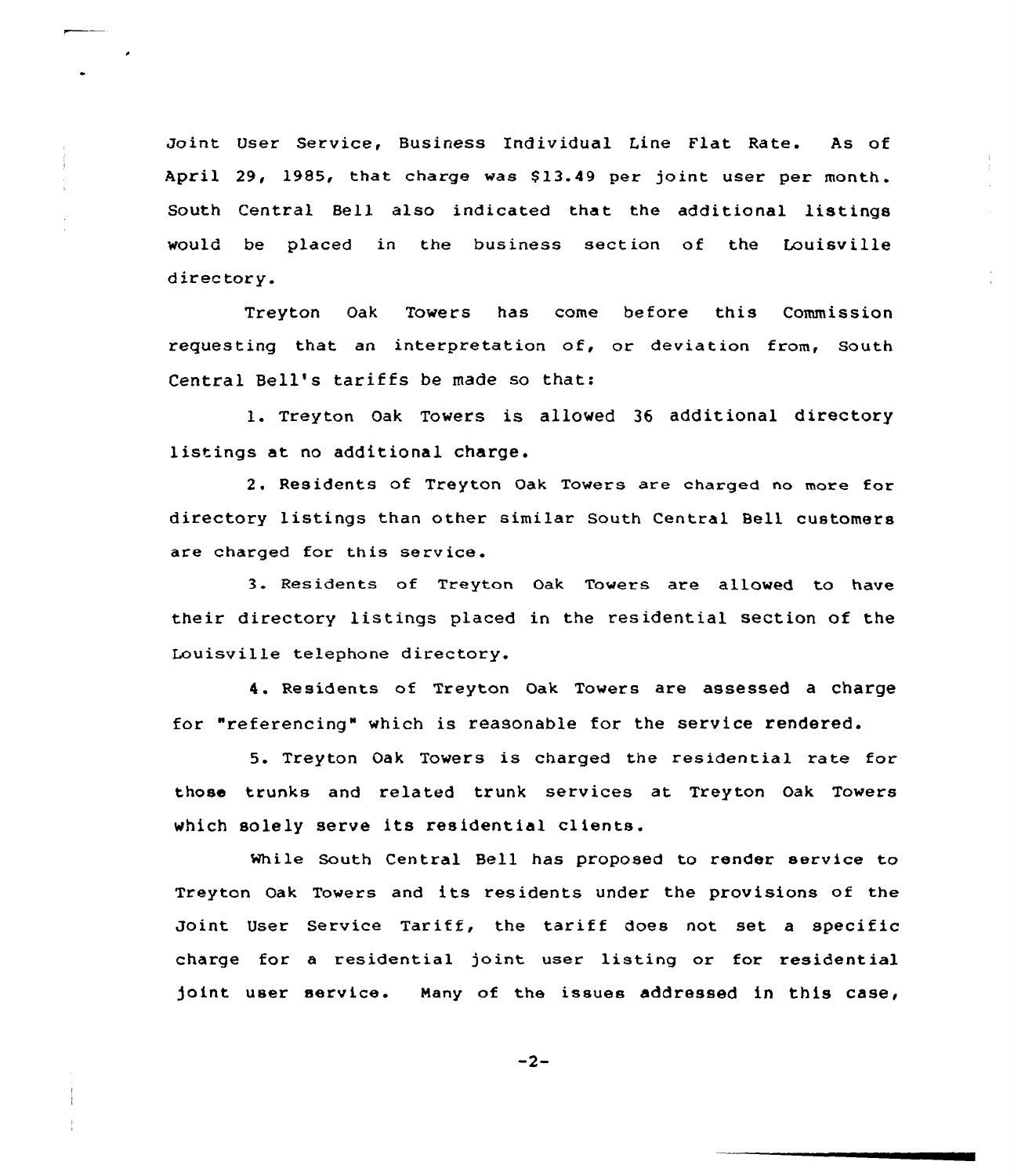Joint User Service, Business Individual Line Flat Rate. As of April 29, 1985, that charge was $13.49 per joint user per month. South Central Bell also indicated that the additional listings would be placed in the business section of the Louisville directory.

Treyton Oak Towers has come before this Commission requesting that an interpretation of, or deviation from, South Central Bell's tariffs be made so that:

1. Treyton Oak Towers is allowed 36 additional directory listings at no additional charge.

2. Residents of Treyton Oak Towers are charged no more for directory listings than other similar South Central Bell customers are charged for this service.

3. Residents of Treyton Oak Towers are allowed to have their directory listings placed in the residential section of the Louisville telephone directory.

4. Residents of Treyton Oak Towers are assessed a charge for "referencing" which is reasonable for the service rendered.

5. Treyton Oak Towers is charged the residential rate for those trunks and related trunk services at Treyton Oak Towers which solely serve its residential clients.

While South Central Bell has proposed to render service to Treyton Oak Towers and its residents under the provisions of the Joint User Service Tariff, the tariff does not set a specific charge for a residential joint user listing or for residential joint user service. Many of the issues addressed in this case,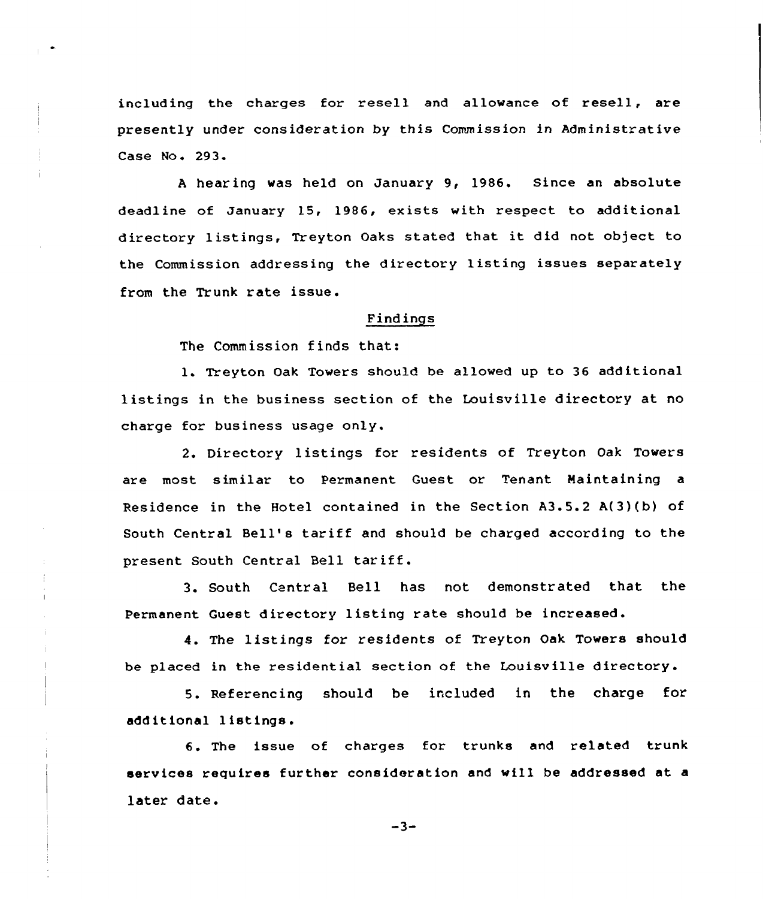including the charges for resell and allowance of resell, are presently under consideration by this Commission in Administrative Case No. 293.

A hearing was held on January 9, 1986. Since an absolute deadline of January 15, 1986, exists with respect to additional directory listings, Treyton Oaks stated that it did not object to the Commission addressing the directory listing issues separately from the Trunk rate issue.

## Findings

The Commission finds that:

1. Treyton Oak Towers should be allowed up to 36 additional listings in the business section of the Louisville directory at no charge for business usage only.

2. Directory listings for residents of Treyton Oak Towers are most similar to Permanent Guest or Tenant Maintaining a Residence in the Hotel contained in the Section A3.5.2 A(3)(b) of South Central Bell's tariff and should be charged according to the present South Central Bell tariff.

3. South Central Bell has not demonstrated that the Permanent Guest directory listing rate should be increased.

4. The listings for residents of Treyton Oak Towers should be placed in the residential section of the Louisville directory.

5. Referencing should be included in the charge for additional listings.

6. The issue of charges for trunks and related trunk services requires further consideration and will be addressed at a later date.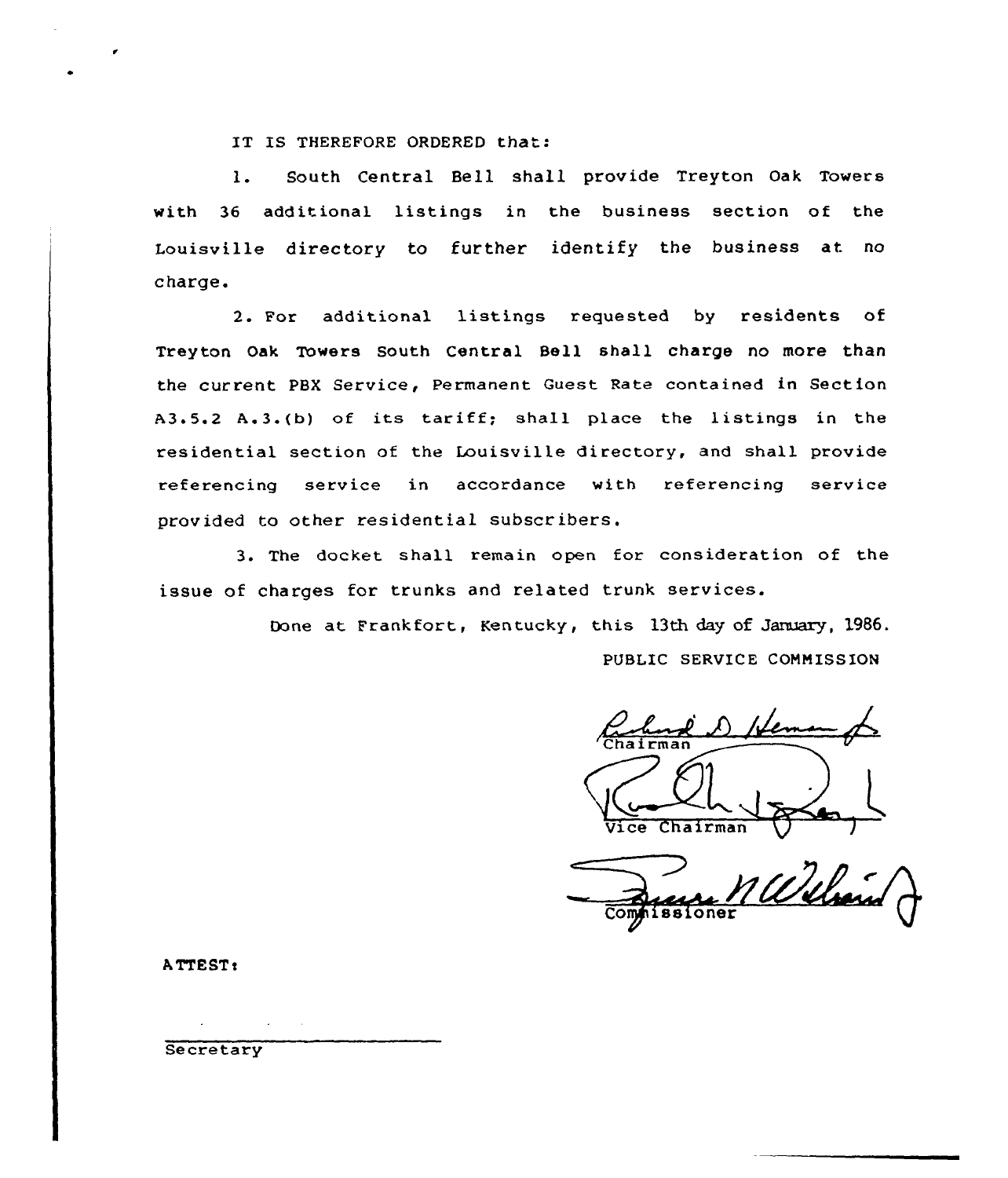IT IS THEREFORE ORDERED that:

1. South Central Bell shall provide Treyton Oak Towers with 36 additional listings in the business section of the Louisville directory to further identify the business at no charge.

2. For additional listings requested by residents of Treyton Oak Towers South Central Bell shall charge no more than the current PBX Service, Permanent Guest Rate contained in Section A3.5.2 A.3.(b) of its tariff; shall place the listings in the residential section of the Louisville directory, and shall provide referencing service in accordance with referencing service provided to other residential subscribers.

3. The docket shall remain open for consideration of the issue of charges for trunks and related trunk services.

Done at Frankfort, Kentucky, this 13th day of January, 1986.

PUBLIC SERVICE COMMISSION

Chairman

Vice Chairman

Commissioner

ATTEST:

Secretary